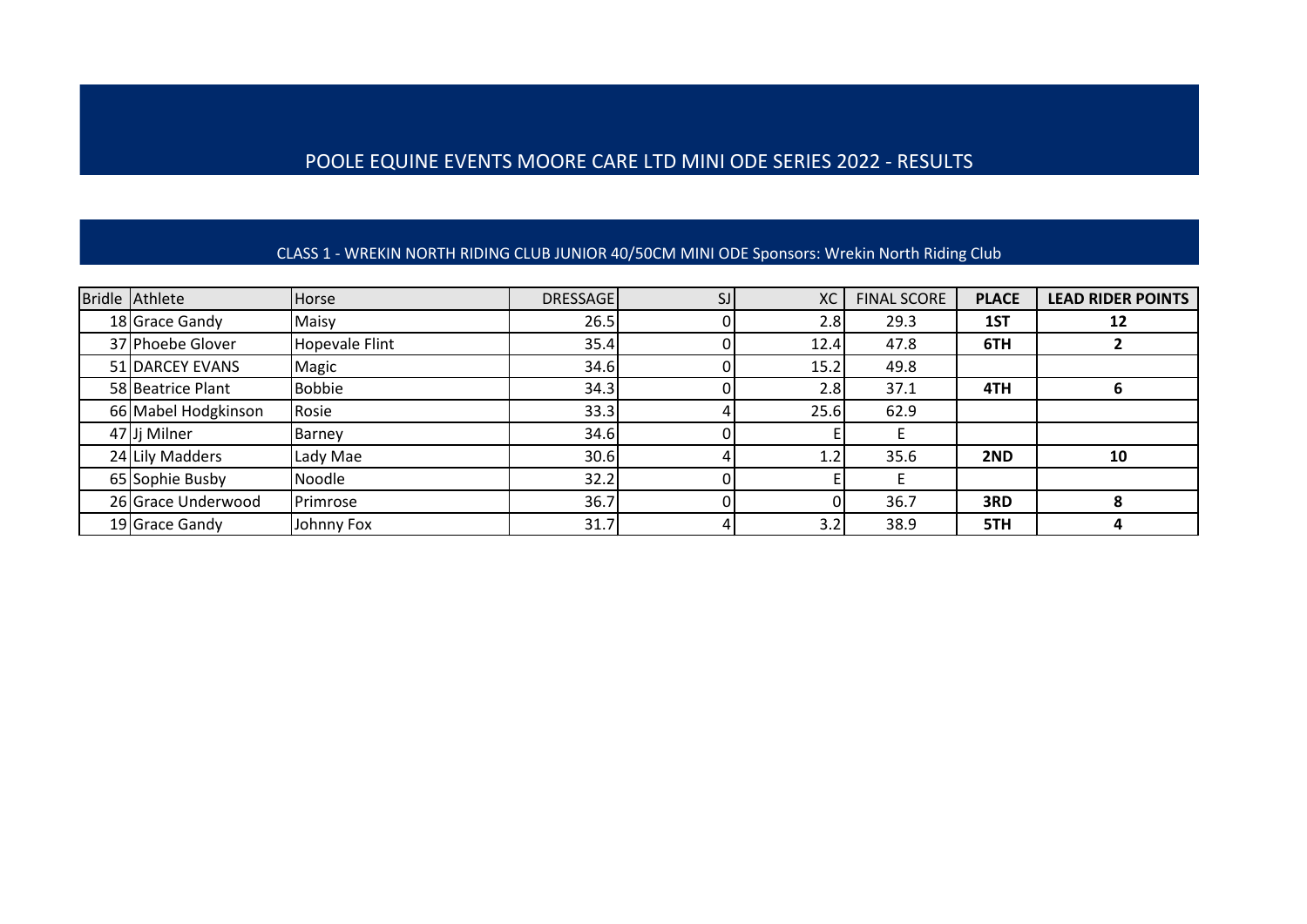# POOLE EQUINE EVENTS MOORE CARE LTD MINI ODE SERIES 2022 - RESULTS

## CLASS 1 - WREKIN NORTH RIDING CLUB JUNIOR 40/50CM MINI ODE Sponsors: Wrekin North Riding Club

| Bridle | Athlete | Horse | DRESSAGE | SJ | XC | FINAL SCORE | PLACE | LEAD RIDER POINTS |
|---|---|---|---|---|---|---|---|---|
| 18 | Grace Gandy | Maisy | 26.5 | 0 | 2.8 | 29.3 | **1ST** | **12** |
| 37 | Phoebe Glover | Hopevale Flint | 35.4 | 0 | 12.4 | 47.8 | **6TH** | **2** |
| 51 | DARCEY EVANS | Magic | 34.6 | 0 | 15.2 | 49.8 | | |
| 58 | Beatrice Plant | Bobbie | 34.3 | 0 | 2.8 | 37.1 | **4TH** | **6** |
| 66 | Mabel Hodgkinson | Rosie | 33.3 | 4 | 25.6 | 62.9 | | |
| 47 | Jj Milner | Barney | 34.6 | 0 | E | E | | |
| 24 | Lily Madders | Lady Mae | 30.6 | 4 | 1.2 | 35.6 | **2ND** | **10** |
| 65 | Sophie Busby | Noodle | 32.2 | 0 | E | E | | |
| 26 | Grace Underwood | Primrose | 36.7 | 0 | 0 | 36.7 | **3RD** | **8** |
| 19 | Grace Gandy | Johnny Fox | 31.7 | 4 | 3.2 | 38.9 | **5TH** | **4** |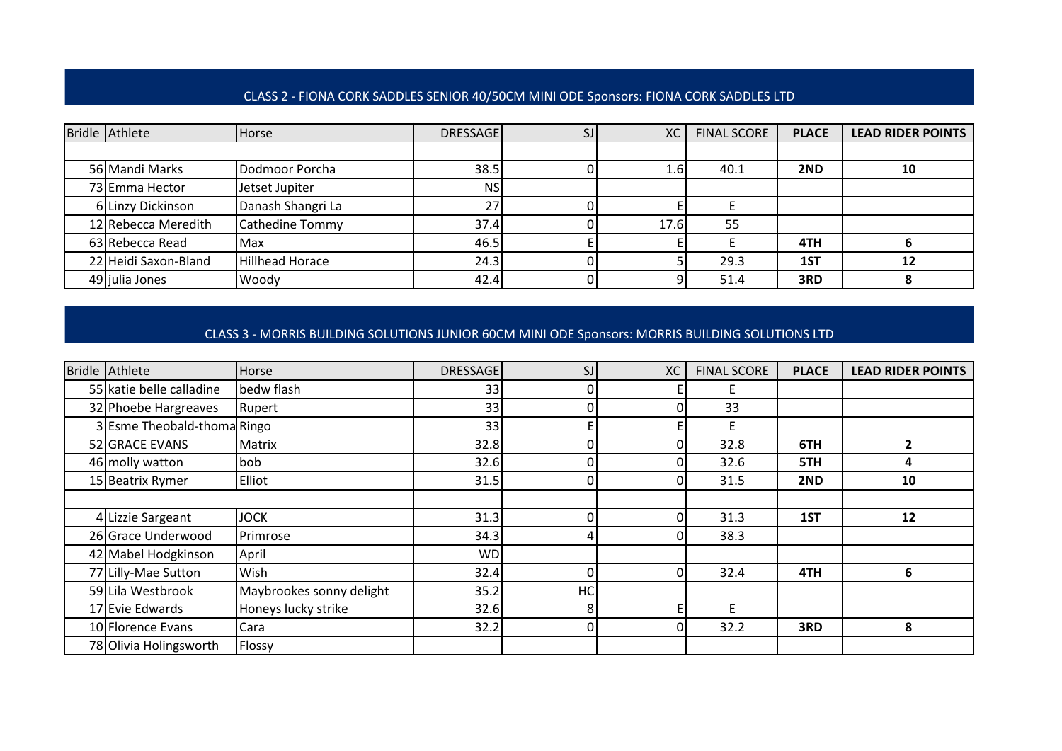## CLASS 2 - FIONA CORK SADDLES SENIOR 40/50CM MINI ODE Sponsors: FIONA CORK SADDLES LTD

| Bridle | Athlete | Horse | DRESSAGE | SJ | XC | FINAL SCORE | PLACE | LEAD RIDER POINTS |
|---|---|---|---|---|---|---|---|---|
| | | | | | | | | |
| 56 | Mandi Marks | Dodmoor Porcha | 38.5 | 0 | 1.6 | 40.1 | **2ND** | **10** |
| 73 | Emma Hector | Jetset Jupiter | NS | | | | | |
| 6 | Linzy Dickinson | Danash Shangri La | 27 | 0 | E | E | | |
| 12 | Rebecca Meredith | Cathedine Tommy | 37.4 | 0 | 17.6 | 55 | | |
| 63 | Rebecca Read | Max | 46.5 | E | E | E | **4TH** | **6** |
| 22 | Heidi Saxon-Bland | Hillhead Horace | 24.3 | 0 | 5 | 29.3 | **1ST** | **12** |
| 49 | julia Jones | Woody | 42.4 | 0 | 9 | 51.4 | **3RD** | **8** |

## CLASS 3 - MORRIS BUILDING SOLUTIONS JUNIOR 60CM MINI ODE Sponsors: MORRIS BUILDING SOLUTIONS LTD

| Bridle | Athlete | Horse | DRESSAGE | SJ | XC | FINAL SCORE | PLACE | LEAD RIDER POINTS |
|---|---|---|---|---|---|---|---|---|
| 55 | katie belle calladine | bedw flash | 33 | 0 | E | E | | |
| 32 | Phoebe Hargreaves | Rupert | 33 | 0 | 0 | 33 | | |
| 3 | Esme Theobald-thoma | Ringo | 33 | E | E | E | | |
| 52 | GRACE EVANS | Matrix | 32.8 | 0 | 0 | 32.8 | **6TH** | **2** |
| 46 | molly watton | bob | 32.6 | 0 | 0 | 32.6 | **5TH** | **4** |
| 15 | Beatrix Rymer | Elliot | 31.5 | 0 | 0 | 31.5 | **2ND** | **10** |
| | | | | | | | | |
| 4 | Lizzie Sargeant | JOCK | 31.3 | 0 | 0 | 31.3 | **1ST** | **12** |
| 26 | Grace Underwood | Primrose | 34.3 | 4 | 0 | 38.3 | | |
| 42 | Mabel Hodgkinson | April | WD | | | | | |
| 77 | Lilly-Mae Sutton | Wish | 32.4 | 0 | 0 | 32.4 | **4TH** | **6** |
| 59 | Lila Westbrook | Maybrookes sonny delight | 35.2 | HC | | | | |
| 17 | Evie Edwards | Honeys lucky strike | 32.6 | 8 | E | E | | |
| 10 | Florence Evans | Cara | 32.2 | 0 | 0 | 32.2 | **3RD** | **8** |
| 78 | Olivia Holingsworth | Flossy | | | | | | |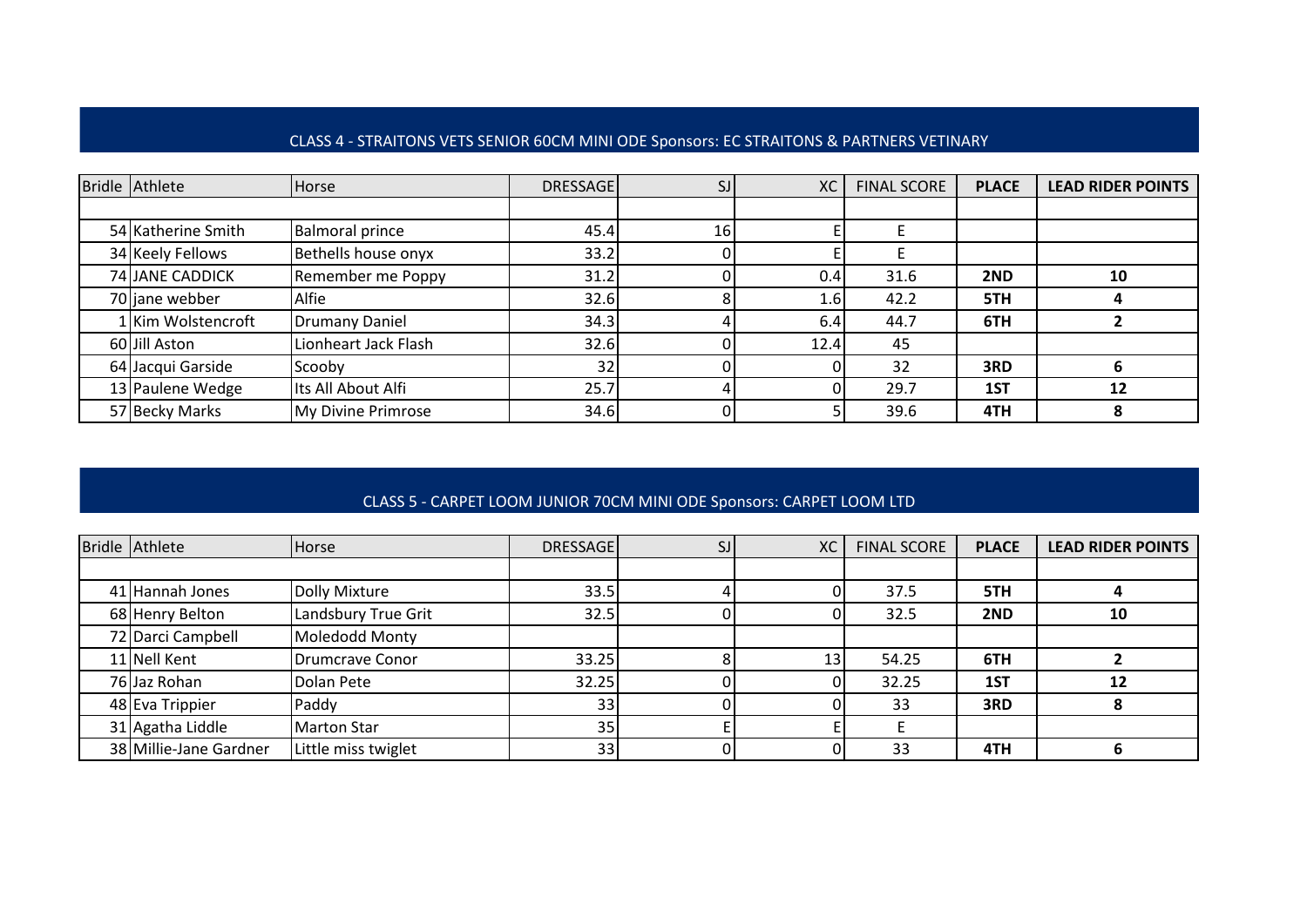## CLASS 4 - STRAITONS VETS SENIOR 60CM MINI ODE Sponsors: EC STRAITONS & PARTNERS VETINARY

| Bridle | Athlete | Horse | DRESSAGE | SJ | XC | FINAL SCORE | PLACE | LEAD RIDER POINTS |
|---|---|---|---|---|---|---|---|---|
| | | | | | | | | |
| 54 | Katherine Smith | Balmoral prince | 45.4 | 16 | E | E | | |
| 34 | Keely Fellows | Bethells house onyx | 33.2 | 0 | E | E | | |
| 74 | JANE CADDICK | Remember me Poppy | 31.2 | 0 | 0.4 | 31.6 | **2ND** | **10** |
| 70 | jane webber | Alfie | 32.6 | 8 | 1.6 | 42.2 | **5TH** | **4** |
| 1 | Kim Wolstencroft | Drumany Daniel | 34.3 | 4 | 6.4 | 44.7 | **6TH** | **2** |
| 60 | Jill Aston | Lionheart Jack Flash | 32.6 | 0 | 12.4 | 45 | | |
| 64 | Jacqui Garside | Scooby | 32 | 0 | 0 | 32 | **3RD** | **6** |
| 13 | Paulene Wedge | Its All About Alfi | 25.7 | 4 | 0 | 29.7 | **1ST** | **12** |
| 57 | Becky Marks | My Divine Primrose | 34.6 | 0 | 5 | 39.6 | **4TH** | **8** |

## CLASS 5 - CARPET LOOM JUNIOR 70CM MINI ODE Sponsors: CARPET LOOM LTD

| Bridle | Athlete | Horse | DRESSAGE | SJ | XC | FINAL SCORE | PLACE | LEAD RIDER POINTS |
|---|---|---|---|---|---|---|---|---|
| | | | | | | | | |
| 41 | Hannah Jones | Dolly Mixture | 33.5 | 4 | 0 | 37.5 | **5TH** | **4** |
| 68 | Henry Belton | Landsbury True Grit | 32.5 | 0 | 0 | 32.5 | **2ND** | **10** |
| 72 | Darci Campbell | Moledodd Monty | | | | | | |
| 11 | Nell Kent | Drumcrave Conor | 33.25 | 8 | 13 | 54.25 | **6TH** | **2** |
| 76 | Jaz Rohan | Dolan Pete | 32.25 | 0 | 0 | 32.25 | **1ST** | **12** |
| 48 | Eva Trippier | Paddy | 33 | 0 | 0 | 33 | **3RD** | **8** |
| 31 | Agatha Liddle | Marton Star | 35 | E | E | E | | |
| 38 | Millie-Jane Gardner | Little miss twiglet | 33 | 0 | 0 | 33 | **4TH** | **6** |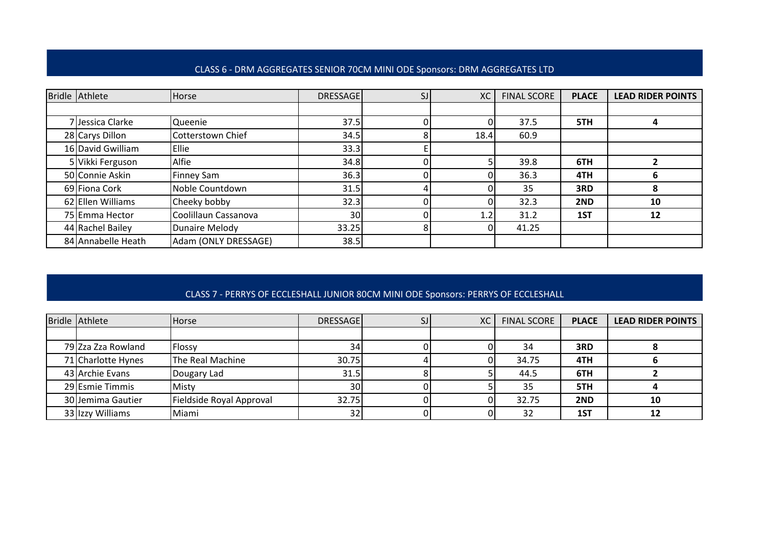## CLASS 6 - DRM AGGREGATES SENIOR 70CM MINI ODE Sponsors: DRM AGGREGATES LTD

| Bridle | Athlete | Horse | DRESSAGE | SJ | XC | FINAL SCORE | PLACE | LEAD RIDER POINTS |
|---|---|---|---|---|---|---|---|---|
| | | | | | | | | |
| 7 | Jessica Clarke | Queenie | 37.5 | 0 | 0 | 37.5 | **5TH** | **4** |
| 28 | Carys Dillon | Cotterstown Chief | 34.5 | 8 | 18.4 | 60.9 | | |
| 16 | David Gwilliam | Ellie | 33.3 | E | | | | |
| 5 | Vikki Ferguson | Alfie | 34.8 | 0 | 5 | 39.8 | **6TH** | **2** |
| 50 | Connie Askin | Finney Sam | 36.3 | 0 | 0 | 36.3 | **4TH** | **6** |
| 69 | Fiona Cork | Noble Countdown | 31.5 | 4 | 0 | 35 | **3RD** | **8** |
| 62 | Ellen Williams | Cheeky bobby | 32.3 | 0 | 0 | 32.3 | **2ND** | **10** |
| 75 | Emma Hector | Coolillaun Cassanova | 30 | 0 | 1.2 | 31.2 | **1ST** | **12** |
| 44 | Rachel Bailey | Dunaire Melody | 33.25 | 8 | 0 | 41.25 | | |
| 84 | Annabelle Heath | Adam (ONLY DRESSAGE) | 38.5 | | | | | |

## CLASS 7 - PERRYS OF ECCLESHALL JUNIOR 80CM MINI ODE Sponsors: PERRYS OF ECCLESHALL

| Bridle | Athlete | Horse | DRESSAGE | SJ | XC | FINAL SCORE | PLACE | LEAD RIDER POINTS |
|---|---|---|---|---|---|---|---|---|
| | | | | | | | | |
| 79 | Zza Zza Rowland | Flossy | 34 | 0 | 0 | 34 | **3RD** | **8** |
| 71 | Charlotte Hynes | The Real Machine | 30.75 | 4 | 0 | 34.75 | **4TH** | **6** |
| 43 | Archie Evans | Dougary Lad | 31.5 | 8 | 5 | 44.5 | **6TH** | **2** |
| 29 | Esmie Timmis | Misty | 30 | 0 | 5 | 35 | **5TH** | **4** |
| 30 | Jemima Gautier | Fieldside Royal Approval | 32.75 | 0 | 0 | 32.75 | **2ND** | **10** |
| 33 | Izzy Williams | Miami | 32 | 0 | 0 | 32 | **1ST** | **12** |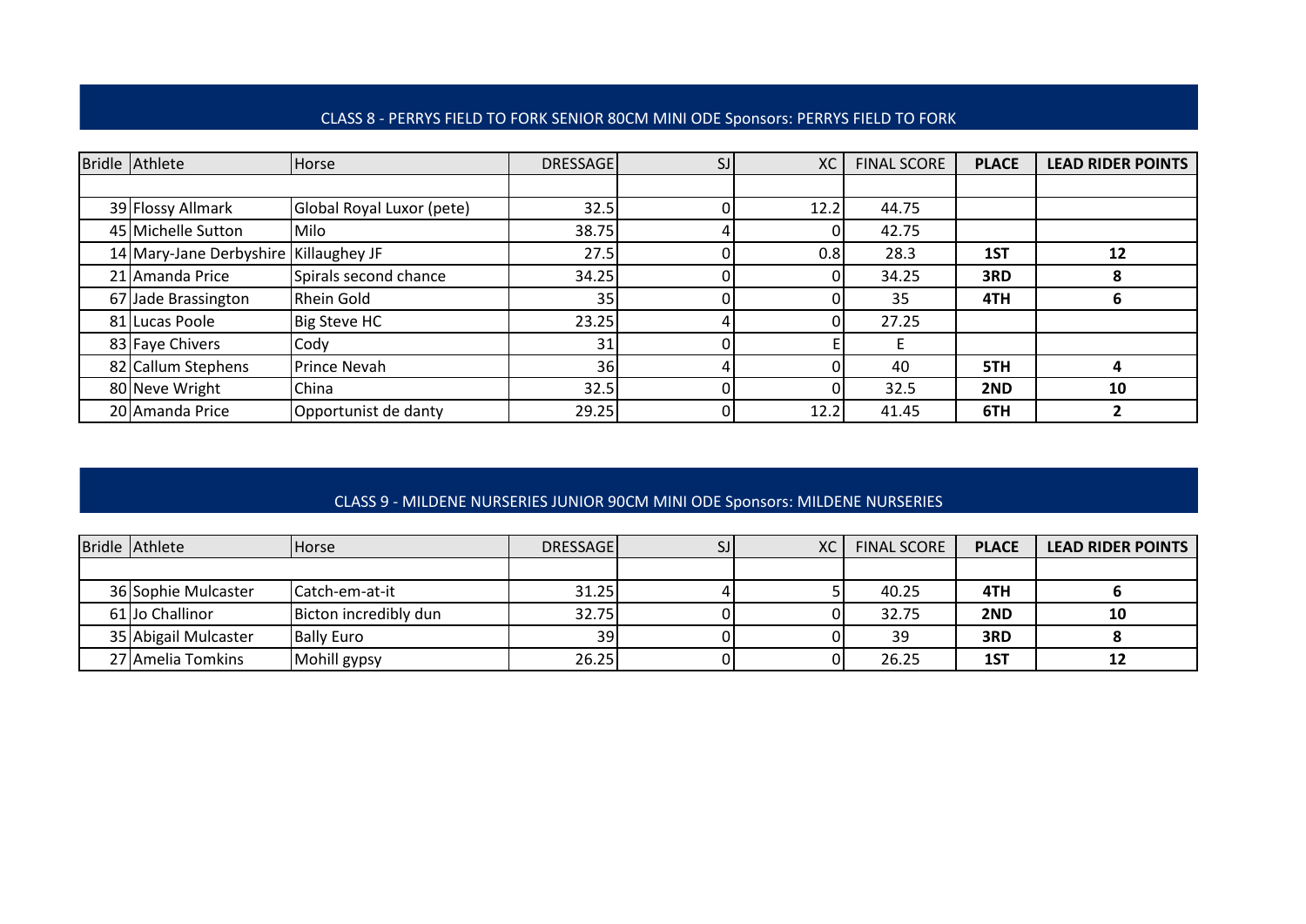## CLASS 8 - PERRYS FIELD TO FORK SENIOR 80CM MINI ODE Sponsors: PERRYS FIELD TO FORK

| Bridle | Athlete | Horse | DRESSAGE | SJ | XC | FINAL SCORE | PLACE | LEAD RIDER POINTS |
|---|---|---|---|---|---|---|---|---|
| | | | | | | | | |
| 39 | Flossy Allmark | Global Royal Luxor (pete) | 32.5 | 0 | 12.2 | 44.75 | | |
| 45 | Michelle Sutton | Milo | 38.75 | 4 | 0 | 42.75 | | |
| 14 | Mary-Jane Derbyshire | Killaughey JF | 27.5 | 0 | 0.8 | 28.3 | **1ST** | **12** |
| 21 | Amanda Price | Spirals second chance | 34.25 | 0 | 0 | 34.25 | **3RD** | **8** |
| 67 | Jade Brassington | Rhein Gold | 35 | 0 | 0 | 35 | **4TH** | **6** |
| 81 | Lucas Poole | Big Steve HC | 23.25 | 4 | 0 | 27.25 | | |
| 83 | Faye Chivers | Cody | 31 | 0 | E | E | | |
| 82 | Callum Stephens | Prince Nevah | 36 | 4 | 0 | 40 | **5TH** | **4** |
| 80 | Neve Wright | China | 32.5 | 0 | 0 | 32.5 | **2ND** | **10** |
| 20 | Amanda Price | Opportunist de danty | 29.25 | 0 | 12.2 | 41.45 | **6TH** | **2** |

## CLASS 9 - MILDENE NURSERIES JUNIOR 90CM MINI ODE Sponsors: MILDENE NURSERIES

| Bridle | Athlete | Horse | DRESSAGE | SJ | XC | FINAL SCORE | PLACE | LEAD RIDER POINTS |
|---|---|---|---|---|---|---|---|---|
| | | | | | | | | |
| 36 | Sophie Mulcaster | Catch-em-at-it | 31.25 | 4 | 5 | 40.25 | **4TH** | **6** |
| 61 | Jo Challinor | Bicton incredibly dun | 32.75 | 0 | 0 | 32.75 | **2ND** | **10** |
| 35 | Abigail Mulcaster | Bally Euro | 39 | 0 | 0 | 39 | **3RD** | **8** |
| 27 | Amelia Tomkins | Mohill gypsy | 26.25 | 0 | 0 | 26.25 | **1ST** | **12** |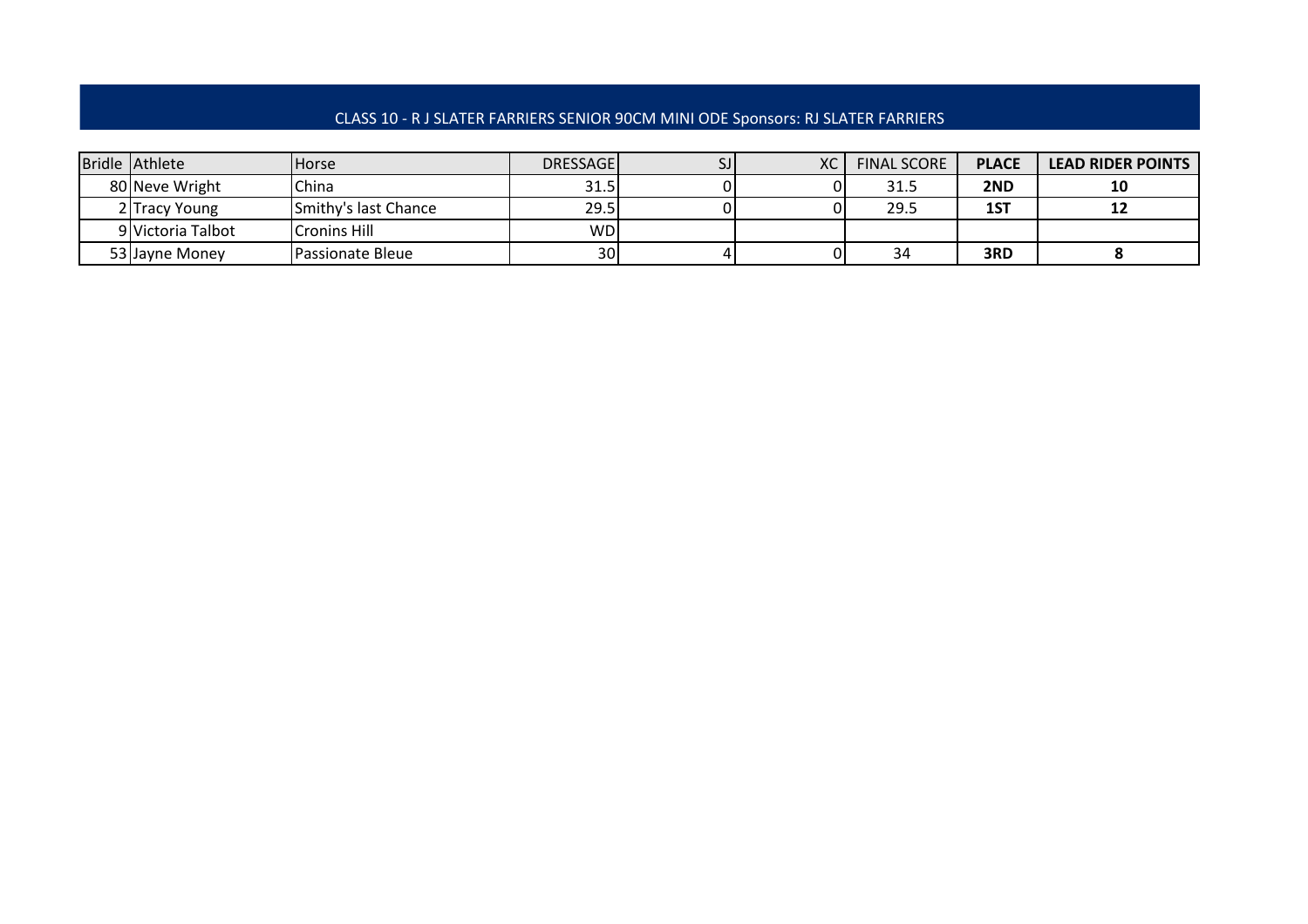## CLASS 10 - R J SLATER FARRIERS SENIOR 90CM MINI ODE Sponsors: RJ SLATER FARRIERS

| Bridle | Athlete | Horse | DRESSAGE | SJ | XC | FINAL SCORE | PLACE | LEAD RIDER POINTS |
|---|---|---|---|---|---|---|---|---|
| 80 | Neve Wright | China | 31.5 | 0 | 0 | 31.5 | **2ND** | **10** |
| 2 | Tracy Young | Smithy's last Chance | 29.5 | 0 | 0 | 29.5 | **1ST** | **12** |
| 9 | Victoria Talbot | Cronins Hill | WD | | | | | |
| 53 | Jayne Money | Passionate Bleue | 30 | 4 | 0 | 34 | **3RD** | **8** |